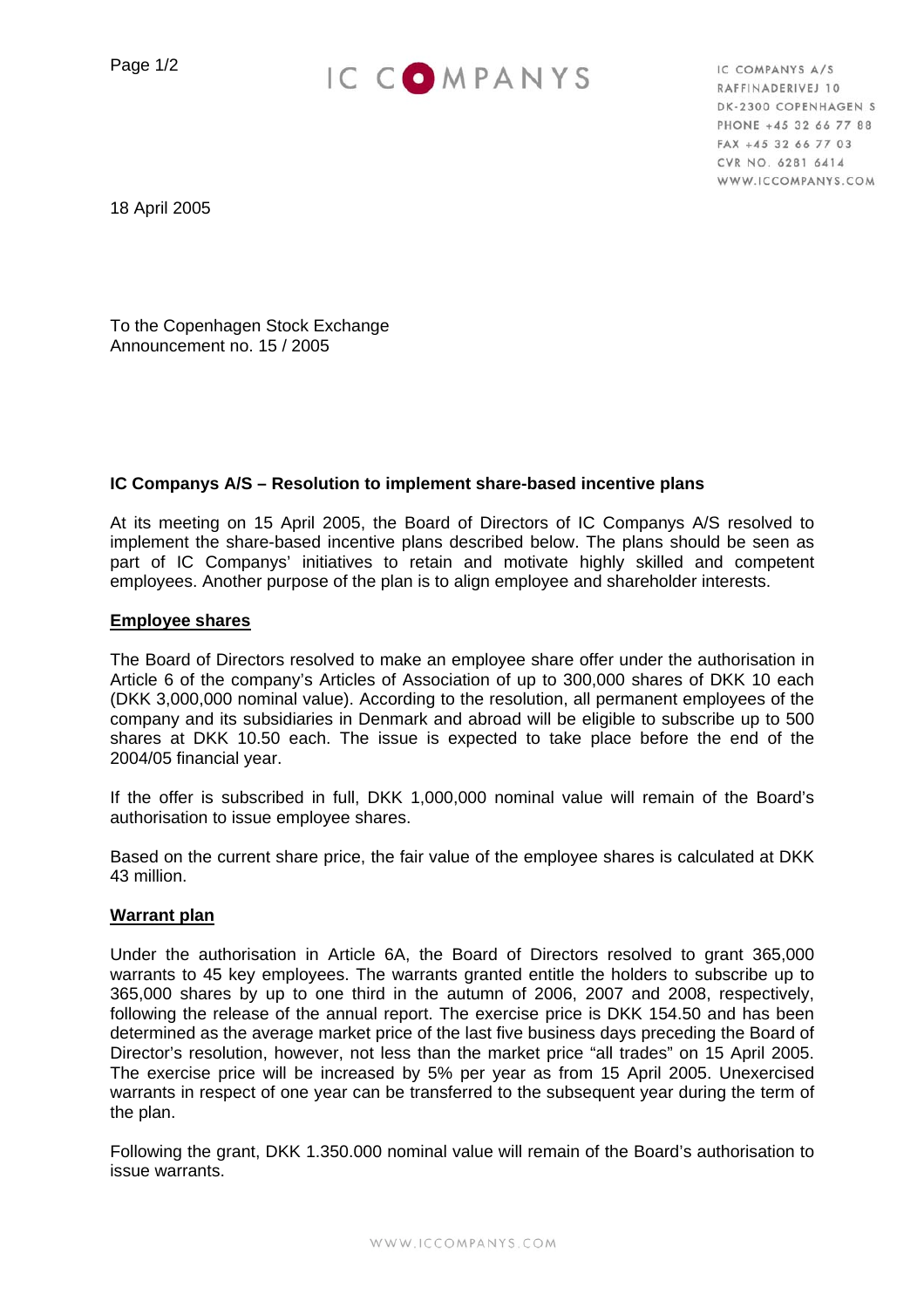IC COMPANYS A/S
RAFFINADERIVEJ 10
DK-2300 COPENHAGEN S
PHONE +45 32 66 77 88
FAX +45 32 66 77 03
CVR NO. 6281 6414
WWW.ICCOMPANYS.COM

18 April 2005

To the Copenhagen Stock Exchange
Announcement no. 15 / 2005

**IC Companys A/S – Resolution to implement share-based incentive plans**

At its meeting on 15 April 2005, the Board of Directors of IC Companys A/S resolved to implement the share-based incentive plans described below. The plans should be seen as part of IC Companys' initiatives to retain and motivate highly skilled and competent employees. Another purpose of the plan is to align employee and shareholder interests.

**Employee shares**

The Board of Directors resolved to make an employee share offer under the authorisation in Article 6 of the company's Articles of Association of up to 300,000 shares of DKK 10 each (DKK 3,000,000 nominal value). According to the resolution, all permanent employees of the company and its subsidiaries in Denmark and abroad will be eligible to subscribe up to 500 shares at DKK 10.50 each. The issue is expected to take place before the end of the 2004/05 financial year.

If the offer is subscribed in full, DKK 1,000,000 nominal value will remain of the Board's authorisation to issue employee shares.

Based on the current share price, the fair value of the employee shares is calculated at DKK 43 million.

**Warrant plan**

Under the authorisation in Article 6A, the Board of Directors resolved to grant 365,000 warrants to 45 key employees. The warrants granted entitle the holders to subscribe up to 365,000 shares by up to one third in the autumn of 2006, 2007 and 2008, respectively, following the release of the annual report. The exercise price is DKK 154.50 and has been determined as the average market price of the last five business days preceding the Board of Director's resolution, however, not less than the market price "all trades" on 15 April 2005. The exercise price will be increased by 5% per year as from 15 April 2005. Unexercised warrants in respect of one year can be transferred to the subsequent year during the term of the plan.

Following the grant, DKK 1.350.000 nominal value will remain of the Board's authorisation to issue warrants.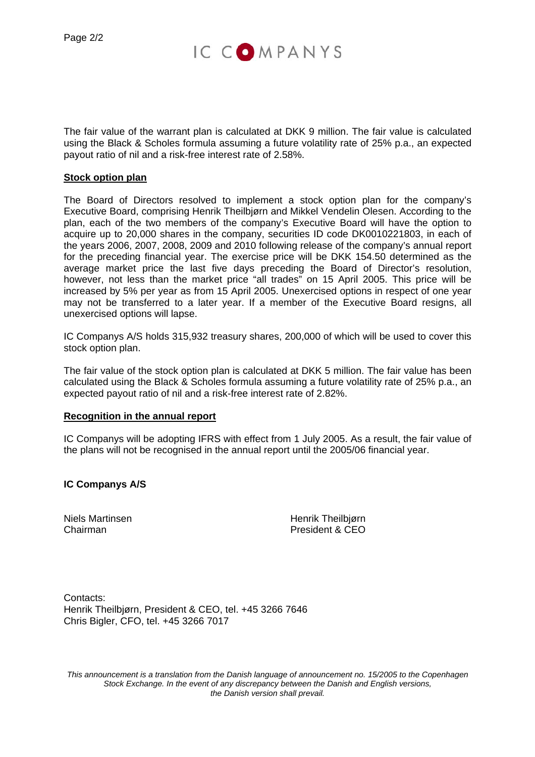The fair value of the warrant plan is calculated at DKK 9 million. The fair value is calculated using the Black & Scholes formula assuming a future volatility rate of 25% p.a., an expected payout ratio of nil and a risk-free interest rate of 2.58%.

**Stock option plan**

The Board of Directors resolved to implement a stock option plan for the company's Executive Board, comprising Henrik Theilbjørn and Mikkel Vendelin Olesen. According to the plan, each of the two members of the company's Executive Board will have the option to acquire up to 20,000 shares in the company, securities ID code DK0010221803, in each of the years 2006, 2007, 2008, 2009 and 2010 following release of the company's annual report for the preceding financial year. The exercise price will be DKK 154.50 determined as the average market price the last five days preceding the Board of Director's resolution, however, not less than the market price "all trades" on 15 April 2005. This price will be increased by 5% per year as from 15 April 2005. Unexercised options in respect of one year may not be transferred to a later year. If a member of the Executive Board resigns, all unexercised options will lapse.

IC Companys A/S holds 315,932 treasury shares, 200,000 of which will be used to cover this stock option plan.

The fair value of the stock option plan is calculated at DKK 5 million. The fair value has been calculated using the Black & Scholes formula assuming a future volatility rate of 25% p.a., an expected payout ratio of nil and a risk-free interest rate of 2.82%.

**Recognition in the annual report**

IC Companys will be adopting IFRS with effect from 1 July 2005. As a result, the fair value of the plans will not be recognised in the annual report until the 2005/06 financial year.

**IC Companys A/S**

Niels Martinsen
Chairman

Henrik Theilbjørn
President & CEO

Contacts:
Henrik Theilbjørn, President & CEO, tel. +45 3266 7646
Chris Bigler, CFO, tel. +45 3266 7017

*This announcement is a translation from the Danish language of announcement no. 15/2005 to the Copenhagen Stock Exchange. In the event of any discrepancy between the Danish and English versions, the Danish version shall prevail.*